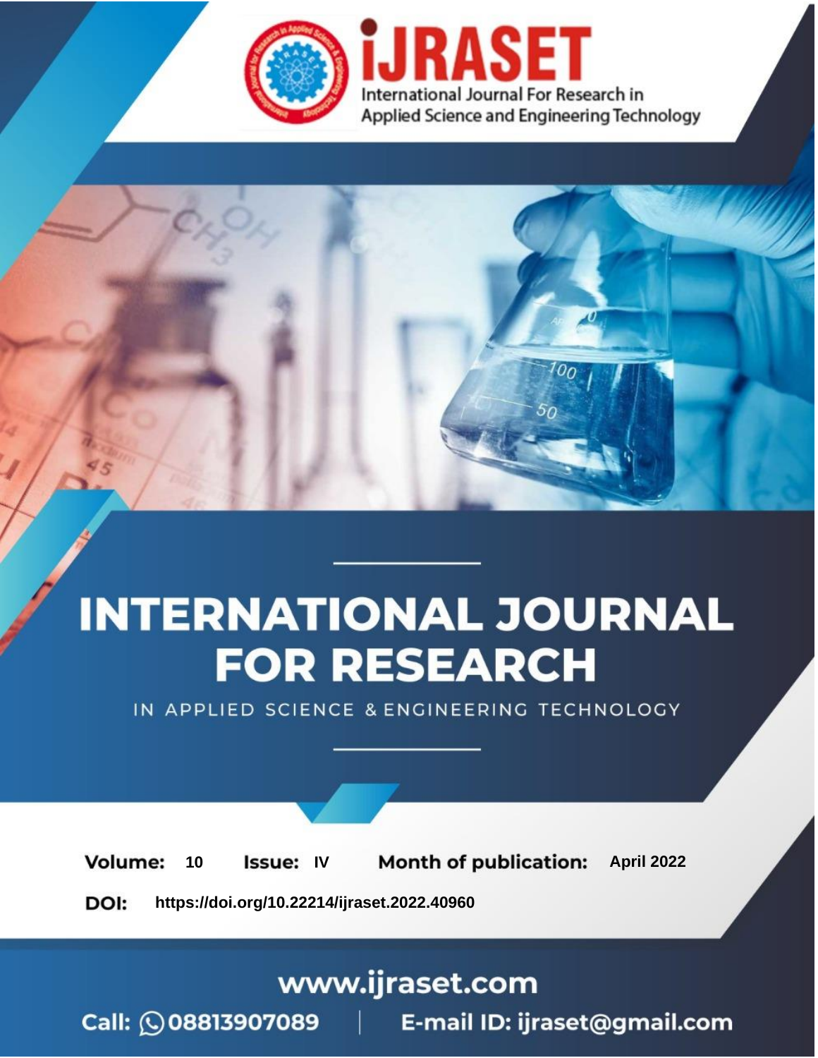# INTERNATIONAL JOURNAL FOR RESEARCH

IN APPLIED SCIENCE & ENGINEERING TECHNOLOGY

**Volume:** 10 **Issue:** IV **Month of publication:** April 2022

**DOI:** https://doi.org/10.22214/ijraset.2022.40960

www.ijraset.com

Call: 08813907089 | E-mail ID: ijraset@gmail.com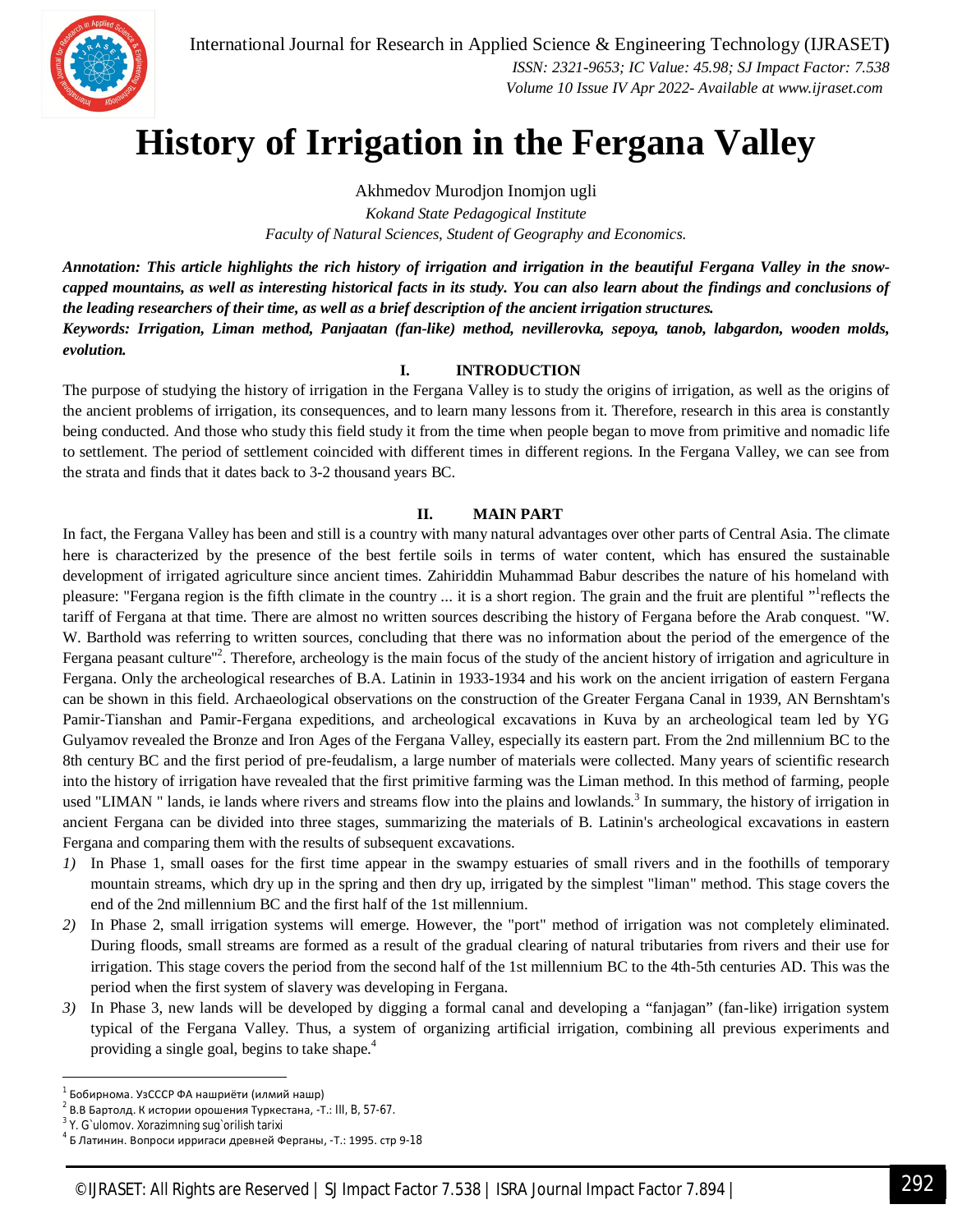# History of Irrigation in the Fergana Valley

Akhmedov Murodjon Inomjon ugli

*Kokand State Pedagogical Institute*

*Faculty of Natural Sciences, Student of Geography and Economics.*

***Annotation:** This article highlights the rich history of irrigation and irrigation in the beautiful Fergana Valley in the snow-capped mountains, as well as interesting historical facts in its study. You can also learn about the findings and conclusions of the leading researchers of their time, as well as a brief description of the ancient irrigation structures.*

***Keywords:** Irrigation, Liman method, Panjaatan (fan-like) method, nevillerovka, sepoya, tanob, labgardon, wooden molds, evolution.*

## I. INTRODUCTION

The purpose of studying the history of irrigation in the Fergana Valley is to study the origins of irrigation, as well as the origins of the ancient problems of irrigation, its consequences, and to learn many lessons from it. Therefore, research in this area is constantly being conducted. And those who study this field study it from the time when people began to move from primitive and nomadic life to settlement. The period of settlement coincided with different times in different regions. In the Fergana Valley, we can see from the strata and finds that it dates back to 3-2 thousand years BC.

## II. MAIN PART

In fact, the Fergana Valley has been and still is a country with many natural advantages over other parts of Central Asia. The climate here is characterized by the presence of the best fertile soils in terms of water content, which has ensured the sustainable development of irrigated agriculture since ancient times. Zahiriddin Muhammad Babur describes the nature of his homeland with pleasure: "Fergana region is the fifth climate in the country ... it is a short region. The grain and the fruit are plentiful "[1]reflects the tariff of Fergana at that time. There are almost no written sources describing the history of Fergana before the Arab conquest. "W. W. Barthold was referring to written sources, concluding that there was no information about the period of the emergence of the Fergana peasant culture"[2]. Therefore, archeology is the main focus of the study of the ancient history of irrigation and agriculture in Fergana. Only the archeological researches of B.A. Latinin in 1933-1934 and his work on the ancient irrigation of eastern Fergana can be shown in this field. Archaeological observations on the construction of the Greater Fergana Canal in 1939, AN Bernshtam's Pamir-Tianshan and Pamir-Fergana expeditions, and archeological excavations in Kuva by an archeological team led by YG Gulyamov revealed the Bronze and Iron Ages of the Fergana Valley, especially its eastern part. From the 2nd millennium BC to the 8th century BC and the first period of pre-feudalism, a large number of materials were collected. Many years of scientific research into the history of irrigation have revealed that the first primitive farming was the Liman method. In this method of farming, people used "LIMAN " lands, ie lands where rivers and streams flow into the plains and lowlands.[3] In summary, the history of irrigation in ancient Fergana can be divided into three stages, summarizing the materials of B. Latinin's archeological excavations in eastern Fergana and comparing them with the results of subsequent excavations.

1) In Phase 1, small oases for the first time appear in the swampy estuaries of small rivers and in the foothills of temporary mountain streams, which dry up in the spring and then dry up, irrigated by the simplest "liman" method. This stage covers the end of the 2nd millennium BC and the first half of the 1st millennium.
2) In Phase 2, small irrigation systems will emerge. However, the "port" method of irrigation was not completely eliminated. During floods, small streams are formed as a result of the gradual clearing of natural tributaries from rivers and their use for irrigation. This stage covers the period from the second half of the 1st millennium BC to the 4th-5th centuries AD. This was the period when the first system of slavery was developing in Fergana.
3) In Phase 3, new lands will be developed by digging a formal canal and developing a "fanjagan" (fan-like) irrigation system typical of the Fergana Valley. Thus, a system of organizing artificial irrigation, combining all previous experiments and providing a single goal, begins to take shape.[4]

---

[1] Бобирнома. УзССCР ФА нашриёти (илмий нашр)

[2] В.В Бартолд. К истории орошения Туркестана, -Т.: III, B, 57-67.

[3] Y. G`ulomov. Xorazimning sug`orilish tarixi

[4] Б Латинин. Вопроси ирригаси древней Ферганы, -Т.: 1995. стр 9-18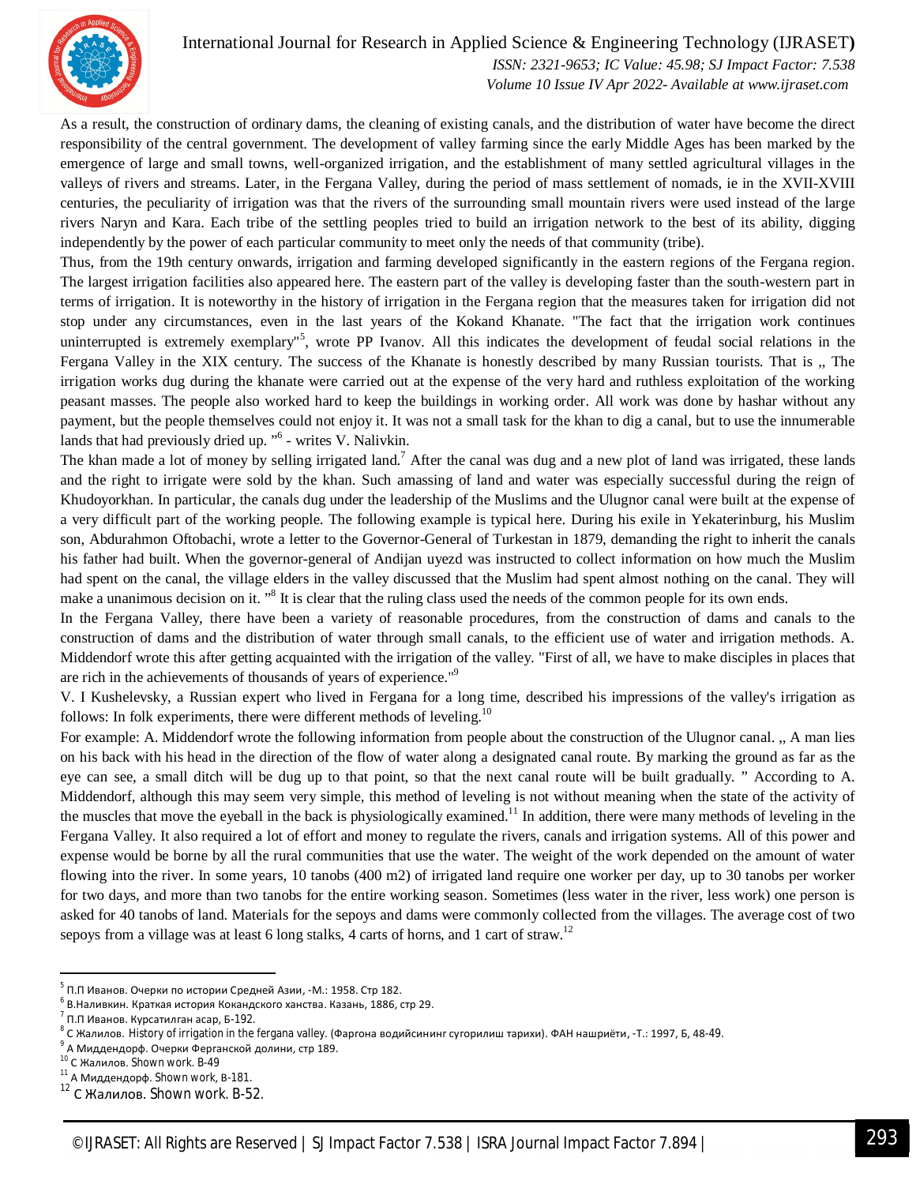As a result, the construction of ordinary dams, the cleaning of existing canals, and the distribution of water have become the direct responsibility of the central government. The development of valley farming since the early Middle Ages has been marked by the emergence of large and small towns, well-organized irrigation, and the establishment of many settled agricultural villages in the valleys of rivers and streams. Later, in the Fergana Valley, during the period of mass settlement of nomads, ie in the XVII-XVIII centuries, the peculiarity of irrigation was that the rivers of the surrounding small mountain rivers were used instead of the large rivers Naryn and Kara. Each tribe of the settling peoples tried to build an irrigation network to the best of its ability, digging independently by the power of each particular community to meet only the needs of that community (tribe).

Thus, from the 19th century onwards, irrigation and farming developed significantly in the eastern regions of the Fergana region. The largest irrigation facilities also appeared here. The eastern part of the valley is developing faster than the south-western part in terms of irrigation. It is noteworthy in the history of irrigation in the Fergana region that the measures taken for irrigation did not stop under any circumstances, even in the last years of the Kokand Khanate. "The fact that the irrigation work continues uninterrupted is extremely exemplary"[5], wrote PP Ivanov. All this indicates the development of feudal social relations in the Fergana Valley in the XIX century. The success of the Khanate is honestly described by many Russian tourists. That is „ The irrigation works dug during the khanate were carried out at the expense of the very hard and ruthless exploitation of the working peasant masses. The people also worked hard to keep the buildings in working order. All work was done by hashar without any payment, but the people themselves could not enjoy it. It was not a small task for the khan to dig a canal, but to use the innumerable lands that had previously dried up. "[6] - writes V. Nalivkin.

The khan made a lot of money by selling irrigated land.[7] After the canal was dug and a new plot of land was irrigated, these lands and the right to irrigate were sold by the khan. Such amassing of land and water was especially successful during the reign of Khudoyorkhan. In particular, the canals dug under the leadership of the Muslims and the Ulugnor canal were built at the expense of a very difficult part of the working people. The following example is typical here. During his exile in Yekaterinburg, his Muslim son, Abdurahmon Oftobachi, wrote a letter to the Governor-General of Turkestan in 1879, demanding the right to inherit the canals his father had built. When the governor-general of Andijan uyezd was instructed to collect information on how much the Muslim had spent on the canal, the village elders in the valley discussed that the Muslim had spent almost nothing on the canal. They will make a unanimous decision on it. "[8] It is clear that the ruling class used the needs of the common people for its own ends.

In the Fergana Valley, there have been a variety of reasonable procedures, from the construction of dams and canals to the construction of dams and the distribution of water through small canals, to the efficient use of water and irrigation methods. A. Middendorf wrote this after getting acquainted with the irrigation of the valley. "First of all, we have to make disciples in places that are rich in the achievements of thousands of years of experience."[9]

V. I Kushelevsky, a Russian expert who lived in Fergana for a long time, described his impressions of the valley's irrigation as follows: In folk experiments, there were different methods of leveling.[10]

For example: A. Middendorf wrote the following information from people about the construction of the Ulugnor canal. „ A man lies on his back with his head in the direction of the flow of water along a designated canal route. By marking the ground as far as the eye can see, a small ditch will be dug up to that point, so that the next canal route will be built gradually. " According to A. Middendorf, although this may seem very simple, this method of leveling is not without meaning when the state of the activity of the muscles that move the eyeball in the back is physiologically examined.[11] In addition, there were many methods of leveling in the Fergana Valley. It also required a lot of effort and money to regulate the rivers, canals and irrigation systems. All of this power and expense would be borne by all the rural communities that use the water. The weight of the work depended on the amount of water flowing into the river. In some years, 10 tanobs (400 m2) of irrigated land require one worker per day, up to 30 tanobs per worker for two days, and more than two tanobs for the entire working season. Sometimes (less water in the river, less work) one person is asked for 40 tanobs of land. Materials for the sepoys and dams were commonly collected from the villages. The average cost of two sepoys from a village was at least 6 long stalks, 4 carts of horns, and 1 cart of straw.[12]

---

[5] П.П Иванов. Очерки по истории Средней Азии, -М.: 1958. Стр 182.
[6] В.Наливкин. Краткая история Кокандского ханства. Казань, 1886, стр 29.
[7] П.П Иванов. Курсатилган асар, Б-192.
[8] С Жалилов. History of irrigation in the fergana valley. (Фаргона водийсининг сугорилиш тарихи). ФАН нашриёти, -Т.: 1997, Б, 48-49.
[9] А Миддендорф. Очерки Ферганской долини, стр 189.
[10] С Жалилов. Shown work. B-49
[11] А Миддендорф. Shown work, B-181.
[12] С Жалилов. Shown work. B-52.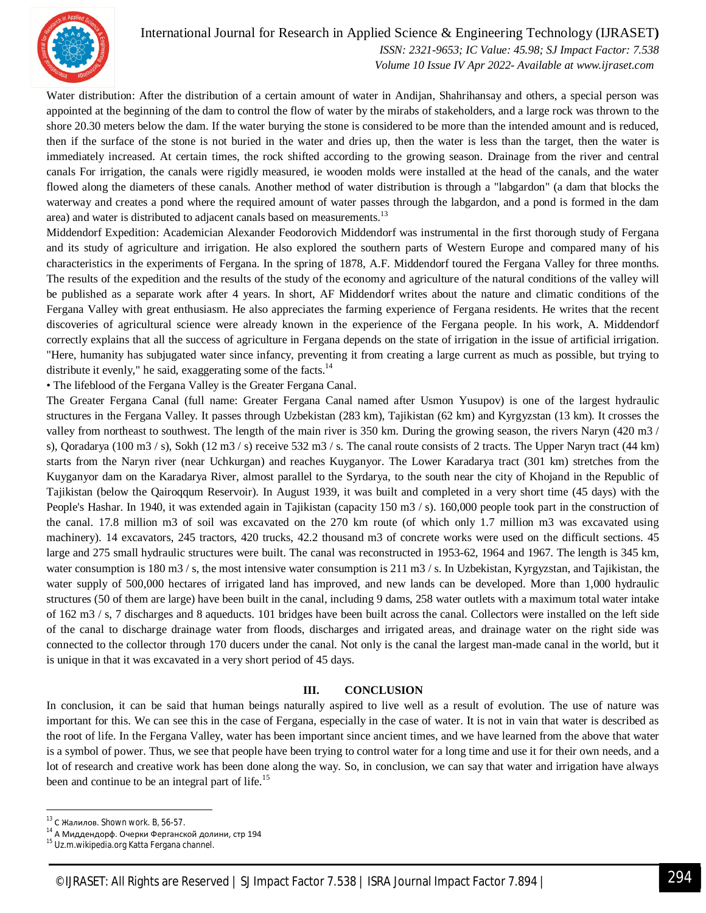Water distribution: After the distribution of a certain amount of water in Andijan, Shahrihansay and others, a special person was appointed at the beginning of the dam to control the flow of water by the mirabs of stakeholders, and a large rock was thrown to the shore 20.30 meters below the dam. If the water burying the stone is considered to be more than the intended amount and is reduced, then if the surface of the stone is not buried in the water and dries up, then the water is less than the target, then the water is immediately increased. At certain times, the rock shifted according to the growing season. Drainage from the river and central canals For irrigation, the canals were rigidly measured, ie wooden molds were installed at the head of the canals, and the water flowed along the diameters of these canals. Another method of water distribution is through a "labgardon" (a dam that blocks the waterway and creates a pond where the required amount of water passes through the labgardon, and a pond is formed in the dam area) and water is distributed to adjacent canals based on measurements.[13]

Middendorf Expedition: Academician Alexander Feodorovich Middendorf was instrumental in the first thorough study of Fergana and its study of agriculture and irrigation. He also explored the southern parts of Western Europe and compared many of his characteristics in the experiments of Fergana. In the spring of 1878, A.F. Middendorf toured the Fergana Valley for three months. The results of the expedition and the results of the study of the economy and agriculture of the natural conditions of the valley will be published as a separate work after 4 years. In short, AF Middendorf writes about the nature and climatic conditions of the Fergana Valley with great enthusiasm. He also appreciates the farming experience of Fergana residents. He writes that the recent discoveries of agricultural science were already known in the experience of the Fergana people. In his work, A. Middendorf correctly explains that all the success of agriculture in Fergana depends on the state of irrigation in the issue of artificial irrigation. "Here, humanity has subjugated water since infancy, preventing it from creating a large current as much as possible, but trying to distribute it evenly," he said, exaggerating some of the facts.[14]

- The lifeblood of the Fergana Valley is the Greater Fergana Canal.

The Greater Fergana Canal (full name: Greater Fergana Canal named after Usmon Yusupov) is one of the largest hydraulic structures in the Fergana Valley. It passes through Uzbekistan (283 km), Tajikistan (62 km) and Kyrgyzstan (13 km). It crosses the valley from northeast to southwest. The length of the main river is 350 km. During the growing season, the rivers Naryn (420 m3 / s), Qoradarya (100 m3 / s), Sokh (12 m3 / s) receive 532 m3 / s. The canal route consists of 2 tracts. The Upper Naryn tract (44 km) starts from the Naryn river (near Uchkurgan) and reaches Kuyganyor. The Lower Karadarya tract (301 km) stretches from the Kuyganyor dam on the Karadarya River, almost parallel to the Syrdarya, to the south near the city of Khojand in the Republic of Tajikistan (below the Qairoqqum Reservoir). In August 1939, it was built and completed in a very short time (45 days) with the People's Hashar. In 1940, it was extended again in Tajikistan (capacity 150 m3 / s). 160,000 people took part in the construction of the canal. 17.8 million m3 of soil was excavated on the 270 km route (of which only 1.7 million m3 was excavated using machinery). 14 excavators, 245 tractors, 420 trucks, 42.2 thousand m3 of concrete works were used on the difficult sections. 45 large and 275 small hydraulic structures were built. The canal was reconstructed in 1953-62, 1964 and 1967. The length is 345 km, water consumption is 180 m3 / s, the most intensive water consumption is 211 m3 / s. In Uzbekistan, Kyrgyzstan, and Tajikistan, the water supply of 500,000 hectares of irrigated land has improved, and new lands can be developed. More than 1,000 hydraulic structures (50 of them are large) have been built in the canal, including 9 dams, 258 water outlets with a maximum total water intake of 162 m3 / s, 7 discharges and 8 aqueducts. 101 bridges have been built across the canal. Collectors were installed on the left side of the canal to discharge drainage water from floods, discharges and irrigated areas, and drainage water on the right side was connected to the collector through 170 ducers under the canal. Not only is the canal the largest man-made canal in the world, but it is unique in that it was excavated in a very short period of 45 days.

## III. CONCLUSION

In conclusion, it can be said that human beings naturally aspired to live well as a result of evolution. The use of nature was important for this. We can see this in the case of Fergana, especially in the case of water. It is not in vain that water is described as the root of life. In the Fergana Valley, water has been important since ancient times, and we have learned from the above that water is a symbol of power. Thus, we see that people have been trying to control water for a long time and use it for their own needs, and a lot of research and creative work has been done along the way. So, in conclusion, we can say that water and irrigation have always been and continue to be an integral part of life.[15]

---

[13] С Жалилов. Shown work. B, 56-57.
[14] А Миддендорф. Очерки Ферганской долини, стр 194
[15] Uz.m.wikipedia.org Katta Fergana channel.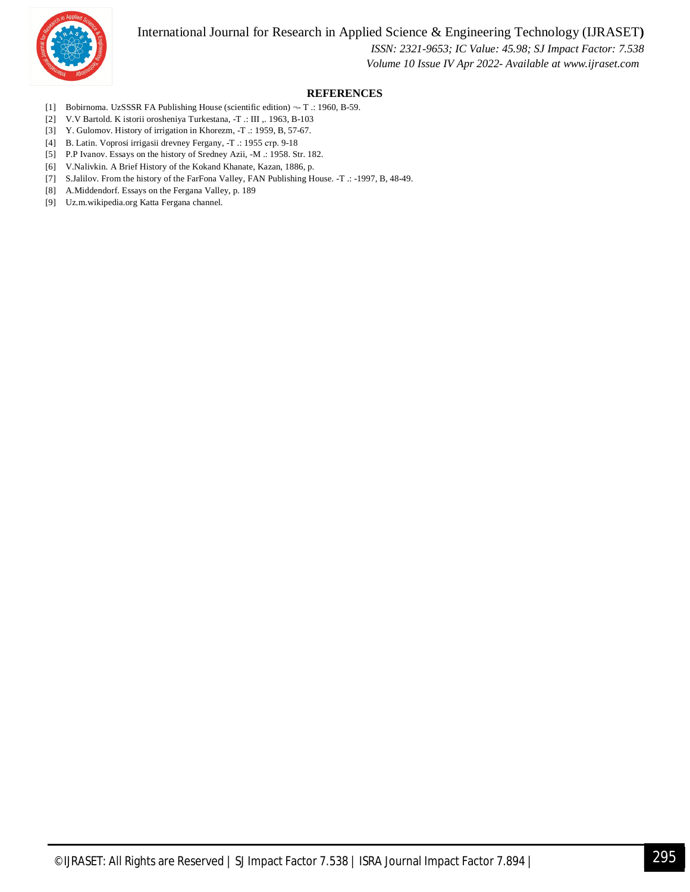## REFERENCES

[1] Bobirnoma. UzSSSR FA Publishing House (scientific edition) ¬- T .: 1960, B-59.
[2] V.V Bartold. K istorii orosheniya Turkestana, -T .: III ,. 1963, B-103
[3] Y. Gulomov. History of irrigation in Khorezm, -T .: 1959, B, 57-67.
[4] B. Latin. Voprosi irrigasii drevney Fergany, -T .: 1955 crp. 9-18
[5] P.P Ivanov. Essays on the history of Sredney Azii, -M .: 1958. Str. 182.
[6] V.Nalivkin. A Brief History of the Kokand Khanate, Kazan, 1886, p.
[7] S.Jalilov. From the history of the FarFona Valley, FAN Publishing House. -T .: -1997, B, 48-49.
[8] A.Middendorf. Essays on the Fergana Valley, p. 189
[9] Uz.m.wikipedia.org Katta Fergana channel.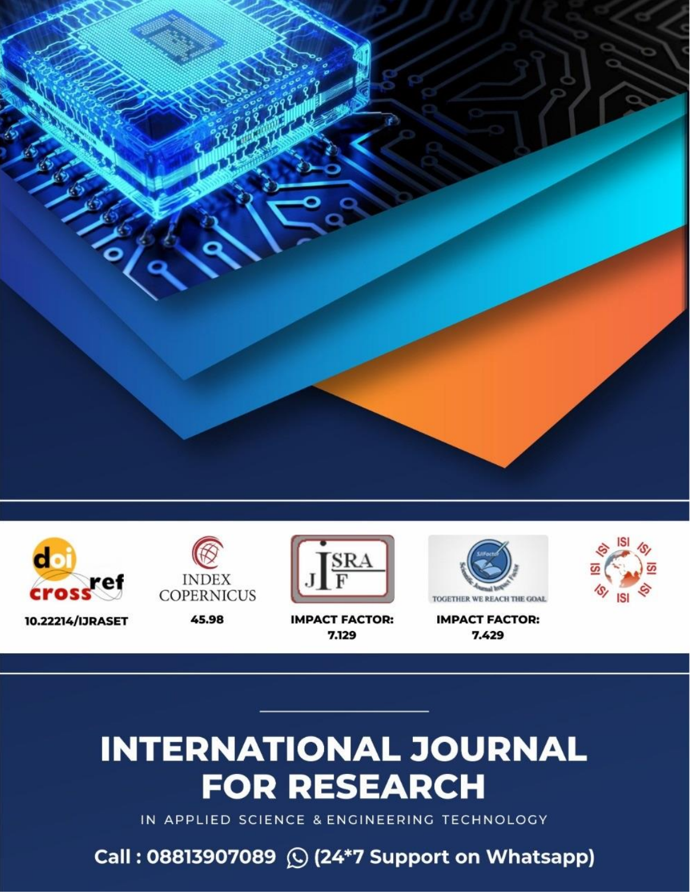10.22214/IJRASET

INDEX COPERNICUS

45.98

IMPACT FACTOR:
7.129

TOGETHER WE REACH THE GOAL

IMPACT FACTOR:
7.429

# INTERNATIONAL JOURNAL FOR RESEARCH

IN APPLIED SCIENCE & ENGINEERING TECHNOLOGY

Call : 08813907089 (24*7 Support on Whatsapp)